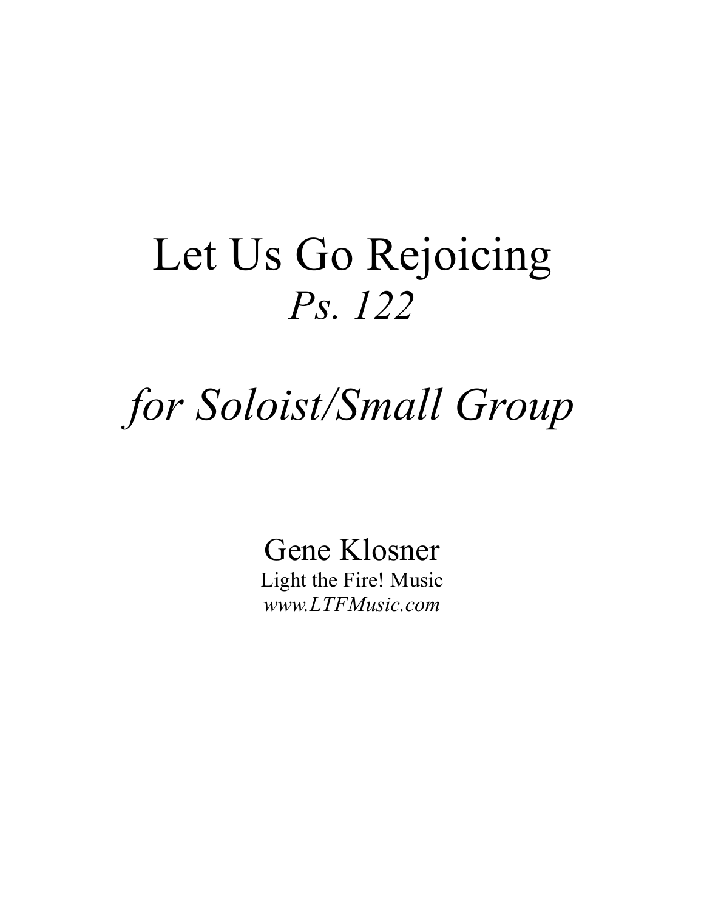# Let Us Go Rejoicing

## *Ps. 122*

## *for Soloist/Small Group*

Gene Klosner

Light the Fire! Music

*www.LTFMusic.com*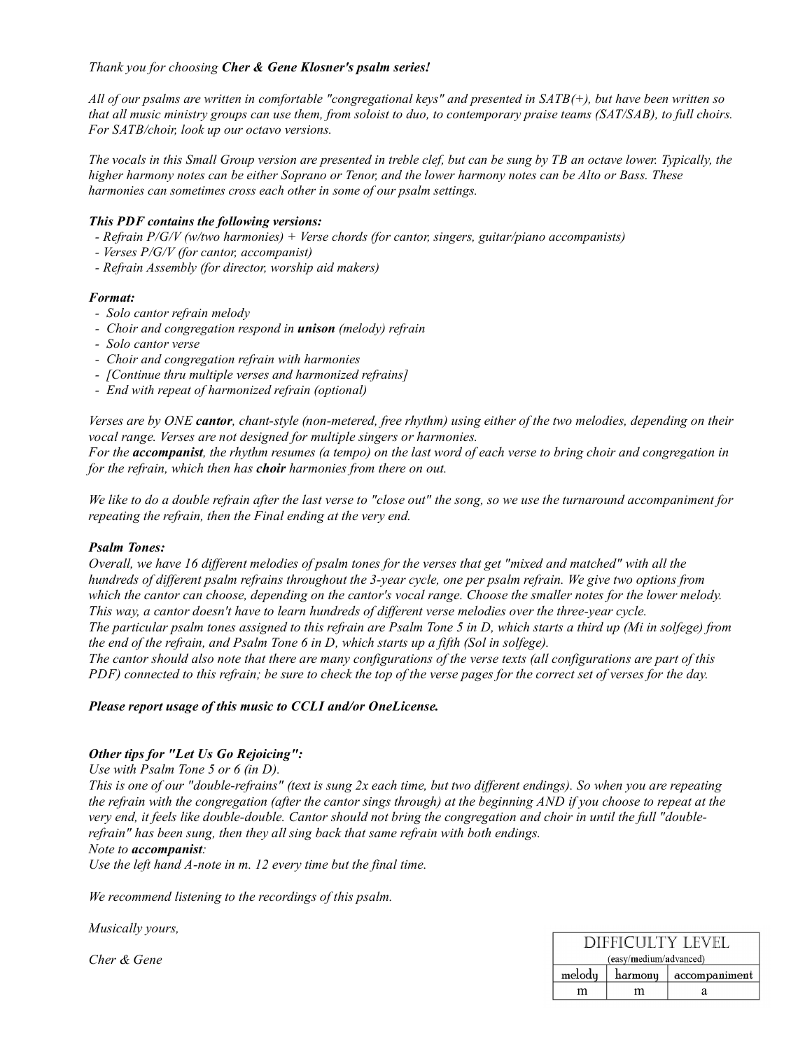*Thank you for choosing **Cher & Gene Klosner's psalm series!***

*All of our psalms are written in comfortable "congregational keys" and presented in SATB(+), but have been written so that all music ministry groups can use them, from soloist to duo, to contemporary praise teams (SAT/SAB), to full choirs. For SATB/choir, look up our octavo versions.*

*The vocals in this Small Group version are presented in treble clef, but can be sung by TB an octave lower. Typically, the higher harmony notes can be either Soprano or Tenor, and the lower harmony notes can be Alto or Bass. These harmonies can sometimes cross each other in some of our psalm settings.*

***This PDF contains the following versions:***

- *Refrain P/G/V (w/two harmonies) + Verse chords (for cantor, singers, guitar/piano accompanists)*
- *Verses P/G/V (for cantor, accompanist)*
- *Refrain Assembly (for director, worship aid makers)*

***Format:***

- *Solo cantor refrain melody*
- *Choir and congregation respond in **unison** (melody) refrain*
- *Solo cantor verse*
- *Choir and congregation refrain with harmonies*
- *[Continue thru multiple verses and harmonized refrains]*
- *End with repeat of harmonized refrain (optional)*

*Verses are by ONE **cantor**, chant-style (non-metered, free rhythm) using either of the two melodies, depending on their vocal range. Verses are not designed for multiple singers or harmonies.*
*For the **accompanist**, the rhythm resumes (a tempo) on the last word of each verse to bring choir and congregation in for the refrain, which then has **choir** harmonies from there on out.*

*We like to do a double refrain after the last verse to "close out" the song, so we use the turnaround accompaniment for repeating the refrain, then the Final ending at the very end.*

***Psalm Tones:***
*Overall, we have 16 different melodies of psalm tones for the verses that get "mixed and matched" with all the hundreds of different psalm refrains throughout the 3-year cycle, one per psalm refrain. We give two options from which the cantor can choose, depending on the cantor's vocal range. Choose the smaller notes for the lower melody. This way, a cantor doesn't have to learn hundreds of different verse melodies over the three-year cycle.*
*The particular psalm tones assigned to this refrain are Psalm Tone 5 in D, which starts a third up (Mi in solfege) from the end of the refrain, and Psalm Tone 6 in D, which starts up a fifth (Sol in solfege).*
*The cantor should also note that there are many configurations of the verse texts (all configurations are part of this PDF) connected to this refrain; be sure to check the top of the verse pages for the correct set of verses for the day.*

***Please report usage of this music to CCLI and/or OneLicense.***

***Other tips for "Let Us Go Rejoicing":***
*Use with Psalm Tone 5 or 6 (in D).*
*This is one of our "double-refrains" (text is sung 2x each time, but two different endings). So when you are repeating the refrain with the congregation (after the cantor sings through) at the beginning AND if you choose to repeat at the very end, it feels like double-double. Cantor should not bring the congregation and choir in until the full "double-refrain" has been sung, then they all sing back that same refrain with both endings.*
*Note to **accompanist**:*
*Use the left hand A-note in m. 12 every time but the final time.*

*We recommend listening to the recordings of this psalm.*

*Musically yours,*

*Cher & Gene*

| DIFFICULTY LEVEL (easy/medium/advanced) | | |
|---|---|---|
| melody | harmony | accompaniment |
| m | m | a |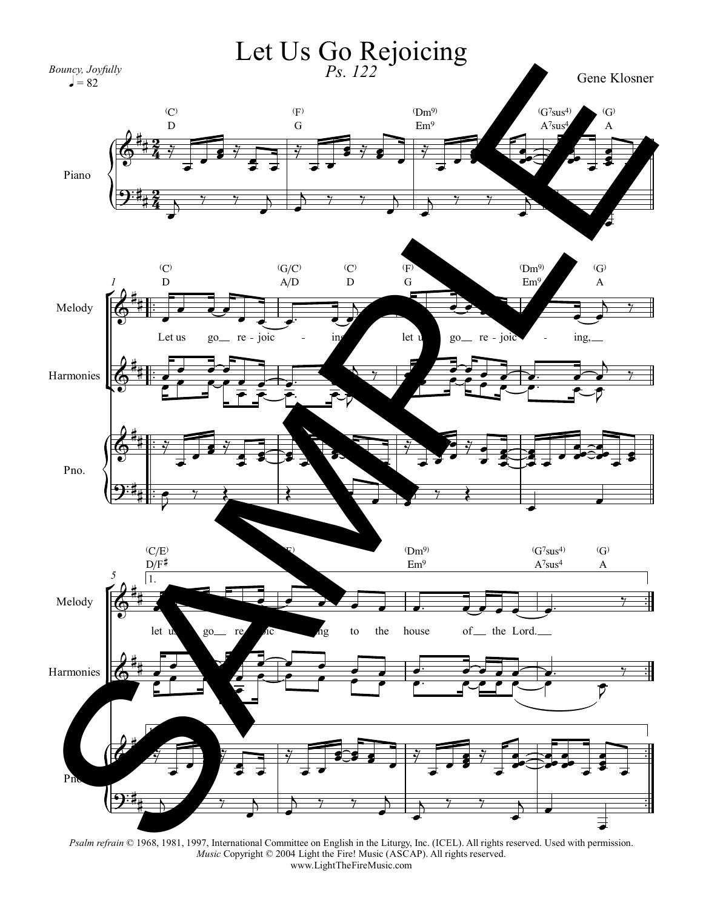# Let Us Go Rejoicing

*Ps. 122*

*Bouncy, Joyfully* ♩ = 82

Gene Klosner

*Psalm refrain* © 1968, 1981, 1997, International Committee on English in the Liturgy, Inc. (ICEL). All rights reserved. Used with permission.
*Music* Copyright © 2004 Light the Fire! Music (ASCAP). All rights reserved.
www.LightTheFireMusic.com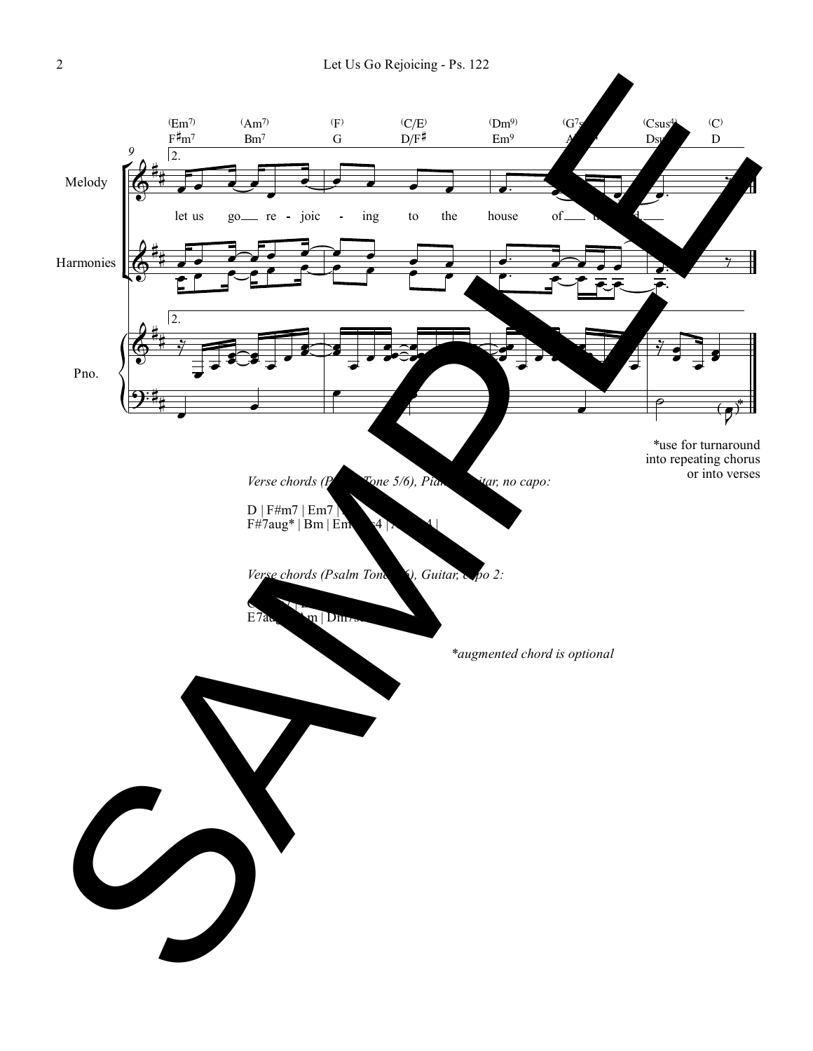(Em7) F#m7 (Am7) Bm7 (F) G (C/E) D/F# (Dm9) Em9 (G7sus4) A7sus4 (Csus4) Dsus4 (C) D

9

2.

Melody

let us go re - joic - ing to the house of the Lord

Harmonies

Pno.

*use for turnaround into repeating chorus or into verses

*Verse chords (Psalm Tone 5/6), Piano or Guitar, no capo:*

D | F#m7 | Em7 |  
F#7aug* | Bm | Em s4 | A s4 |

*Verse chords (Psalm Tone 5/6), Guitar, capo 2:*

C | Em7 |  
E7aug* | Am | Dm7s

**augmented chord is optional*